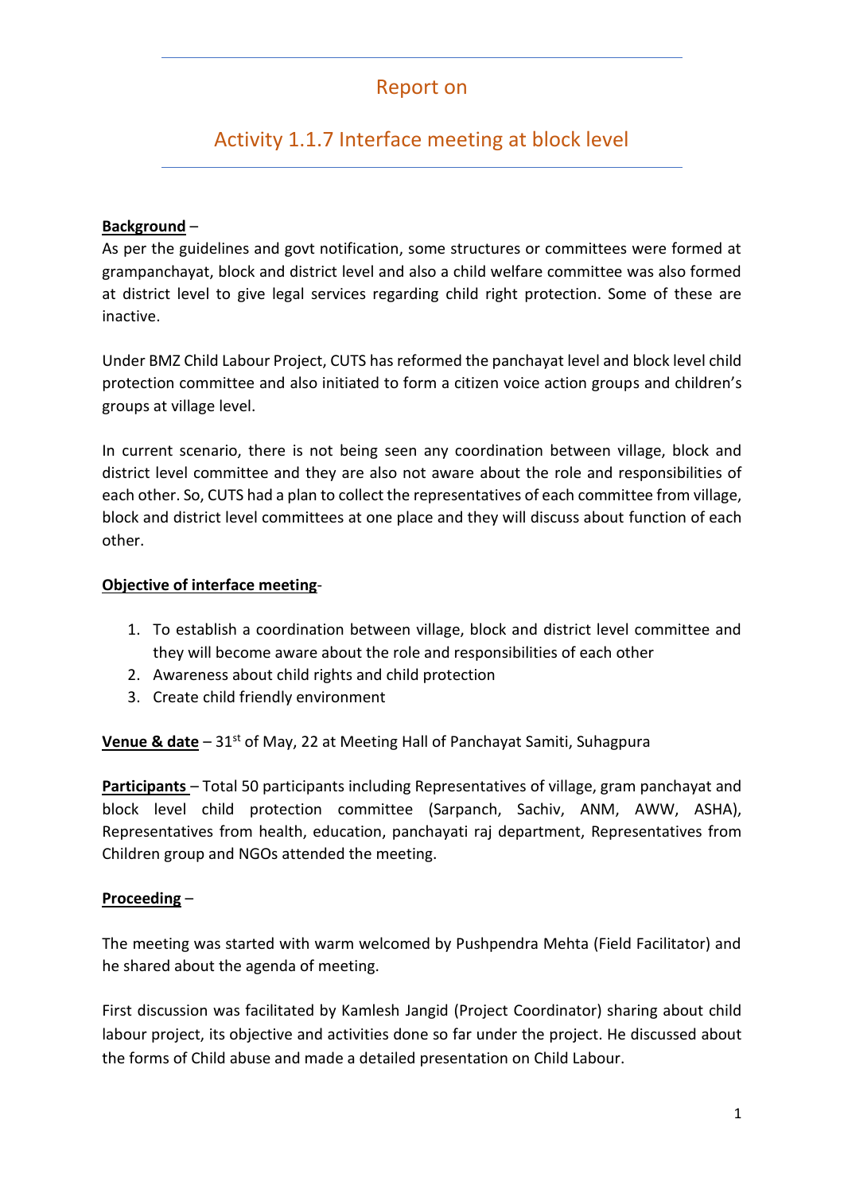# Report on

## Activity 1.1.7 Interface meeting at block level

**Background** –

As per the guidelines and govt notification, some structures or committees were formed at grampanchayat, block and district level and also a child welfare committee was also formed at district level to give legal services regarding child right protection. Some of these are inactive.

Under BMZ Child Labour Project, CUTS has reformed the panchayat level and block level child protection committee and also initiated to form a citizen voice action groups and children's groups at village level.

In current scenario, there is not being seen any coordination between village, block and district level committee and they are also not aware about the role and responsibilities of each other. So, CUTS had a plan to collect the representatives of each committee from village, block and district level committees at one place and they will discuss about function of each other.

**Objective of interface meeting**-

1. To establish a coordination between village, block and district level committee and they will become aware about the role and responsibilities of each other
2. Awareness about child rights and child protection
3. Create child friendly environment

**Venue & date** – 31st of May, 22 at Meeting Hall of Panchayat Samiti, Suhagpura

**Participants** – Total 50 participants including Representatives of village, gram panchayat and block level child protection committee (Sarpanch, Sachiv, ANM, AWW, ASHA), Representatives from health, education, panchayati raj department, Representatives from Children group and NGOs attended the meeting.

**Proceeding** –

The meeting was started with warm welcomed by Pushpendra Mehta (Field Facilitator) and he shared about the agenda of meeting.

First discussion was facilitated by Kamlesh Jangid (Project Coordinator) sharing about child labour project, its objective and activities done so far under the project. He discussed about the forms of Child abuse and made a detailed presentation on Child Labour.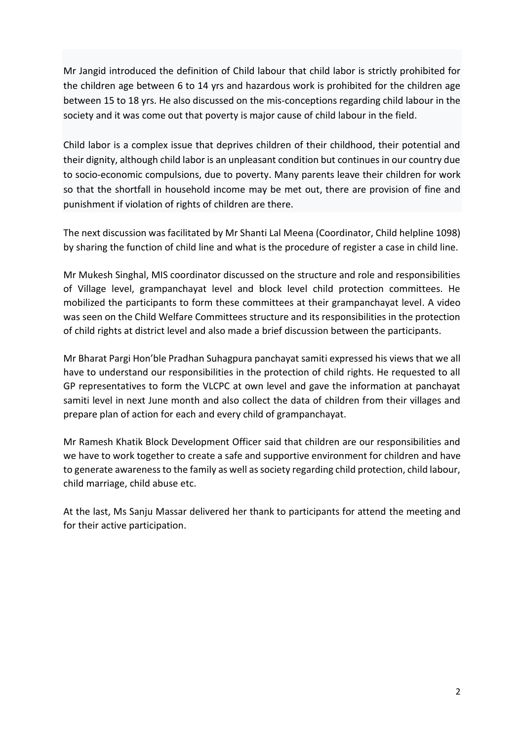Mr Jangid introduced the definition of Child labour that child labor is strictly prohibited for the children age between 6 to 14 yrs and hazardous work is prohibited for the children age between 15 to 18 yrs. He also discussed on the mis-conceptions regarding child labour in the society and it was come out that poverty is major cause of child labour in the field.

Child labor is a complex issue that deprives children of their childhood, their potential and their dignity, although child labor is an unpleasant condition but continues in our country due to socio-economic compulsions, due to poverty. Many parents leave their children for work so that the shortfall in household income may be met out, there are provision of fine and punishment if violation of rights of children are there.

The next discussion was facilitated by Mr Shanti Lal Meena (Coordinator, Child helpline 1098) by sharing the function of child line and what is the procedure of register a case in child line.

Mr Mukesh Singhal, MIS coordinator discussed on the structure and role and responsibilities of Village level, grampanchayat level and block level child protection committees. He mobilized the participants to form these committees at their grampanchayat level. A video was seen on the Child Welfare Committees structure and its responsibilities in the protection of child rights at district level and also made a brief discussion between the participants.

Mr Bharat Pargi Hon'ble Pradhan Suhagpura panchayat samiti expressed his views that we all have to understand our responsibilities in the protection of child rights. He requested to all GP representatives to form the VLCPC at own level and gave the information at panchayat samiti level in next June month and also collect the data of children from their villages and prepare plan of action for each and every child of grampanchayat.

Mr Ramesh Khatik Block Development Officer said that children are our responsibilities and we have to work together to create a safe and supportive environment for children and have to generate awareness to the family as well as society regarding child protection, child labour, child marriage, child abuse etc.

At the last, Ms Sanju Massar delivered her thank to participants for attend the meeting and for their active participation.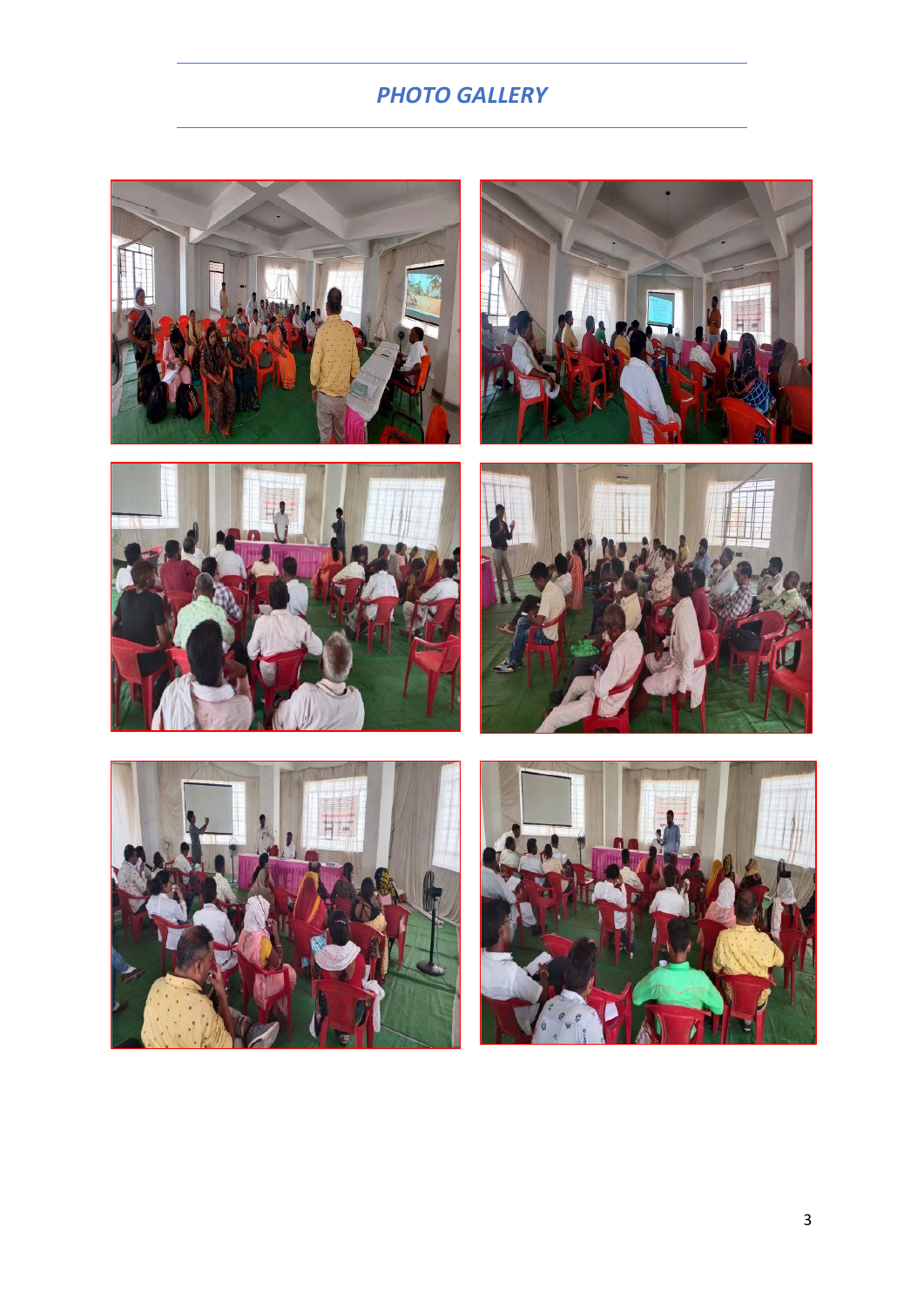## *PHOTO GALLERY*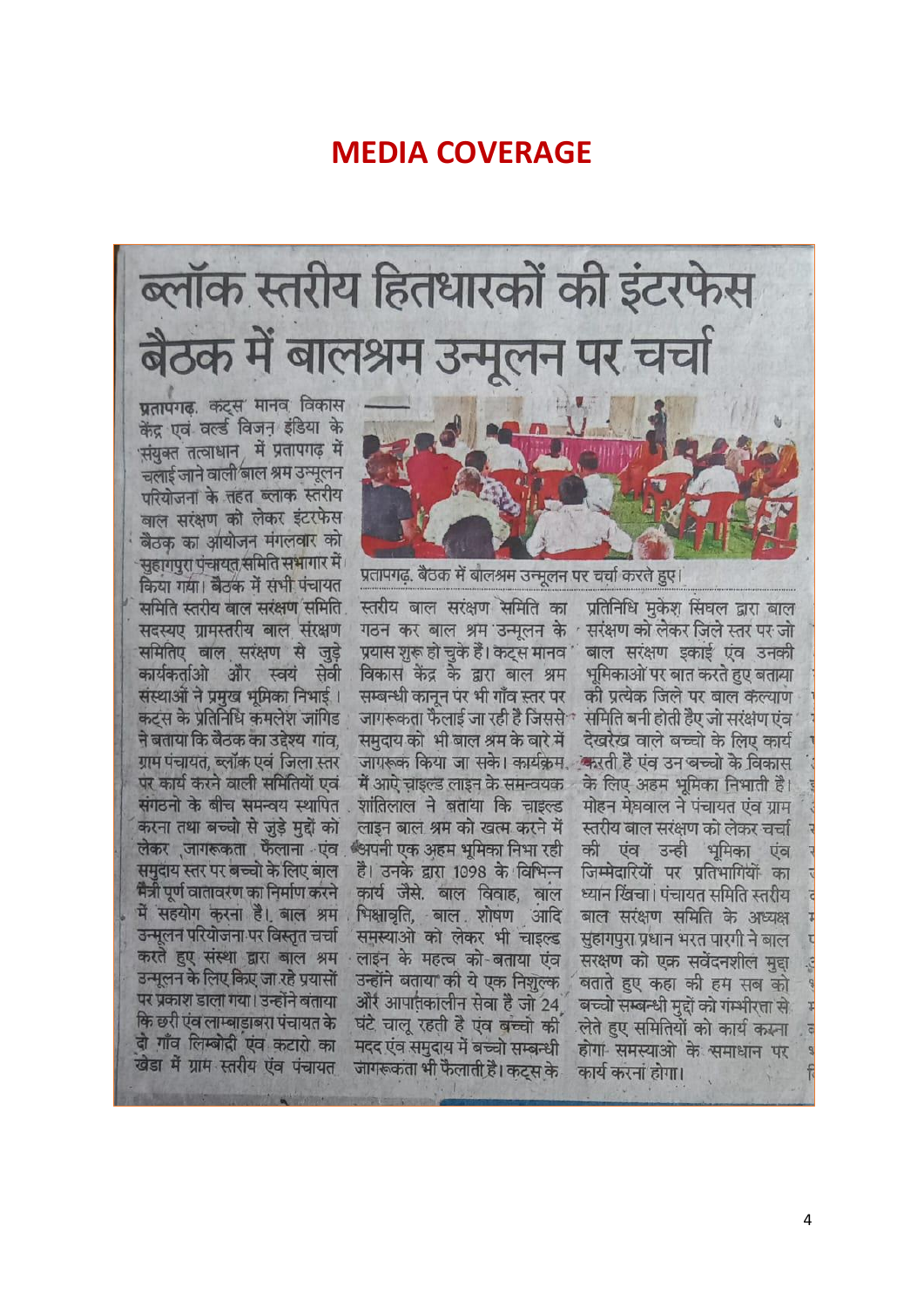# MEDIA COVERAGE

## ब्लॉक स्तरीय हितधारकों की इंटरफेस बैठक में बालश्रम उन्मूलन पर चर्चा

प्रतापगढ़. कट्स मानव विकास केंद्र एवं वर्ल्ड विजन इंडिया के संयुक्त तत्वाधान में प्रतापगढ़ में चलाई जाने वाली बाल श्रम उन्मूलन परियोजना के तहत ब्लाक स्तरीय बाल संरक्षण को लेकर इंटरफेस बैठक का आयोजन मंगलवार को सुहागपुरा पंचायत समिति सभागार में किया गया। बैठक में सभी पंचायत समिति स्तरीय बाल संरक्षण समिति सदस्यए ग्रामस्तरीय बाल संरक्षण समितिए बाल संरक्षण से जुड़े कार्यकर्ताओ और स्वयं सेवी संस्थाओं ने प्रमुख भूमिका निभाई। कट्स के प्रतिनिधि कमलेश जांगिड ने बताया कि बैठक का उद्देश्य गांव, ग्राम पंचायत, ब्लॉक एवं जिला स्तर पर कार्य करने वाली समितियों एवं संगठनो के बीच समन्वय स्थापित करना तथा बच्चो से जुड़े मुद्दों को लेकर जागरूकता फैलाना एंव समुदाय स्तर पर बच्चो के लिए बाल मैत्री पूर्ण वातावरण का निर्माण करने में सहयोग करना है। बाल श्रम उन्मूलन परियोजना पर विस्तृत चर्चा करते हुए संस्था द्वारा बाल श्रम उन्मूलन के लिए किए जा रहे प्रयासों पर प्रकाश डाला गया। उन्होंने बताया कि छरी एंव लाम्बाडाबरा पंचायत के दो गाँव लिम्बोदी एंव कटारो का खेडा में ग्राम स्तरीय एंव पंचायत स्तरीय बाल संरक्षण समिति का गठन कर बाल श्रम उन्मूलन के प्रयास शुरू हो चुके हैं। कट्स मानव विकास केंद्र के द्वारा बाल श्रम सम्बन्धी कानून पर भी गाँव स्तर पर जागरूकता फैलाई जा रही है जिससे समुदाय को भी बाल श्रम के बारे में जागरूक किया जा सके। कार्यक्रम में आए चाइल्ड लाइन के समन्वयक शांतिलाल ने बताया कि चाइल्ड लाइन बाल श्रम को खत्म करने में अपनी एक अहम भूमिका निभा रही है। उनके द्वारा 1098 के विभिन्न कार्य जैसे. बाल विवाह, बाल भिक्षावृति, बाल शोषण आदि समस्याओ को लेकर भी चाइल्ड लाइन के महत्व को बताया एंव उन्होंने बताया की ये एक निशुल्क और आपातकालीन सेवा है जो 24 घंटे चालू रहती है एंव बच्चो की मदद एंव समुदाय में बच्चो सम्बन्धी जागरूकता भी फैलाती है। कट्स के प्रतिनिधि मुकेश सिंघल द्वारा बाल संरक्षण को लेकर जिले स्तर पर जो बाल संरक्षण इकाई एंव उनकी भूमिकाओं पर बात करते हुए बताया की प्रत्येक जिले पर बाल कल्याण समिति बनी होती हैए जो संरक्षण एंव देखरेख वाले बच्चो के लिए कार्य करती है एंव उन बच्चो के विकास के लिए अहम भूमिका निभाती है। मोहन मेघवाल ने पंचायत एंव ग्राम स्तरीय बाल संरक्षण को लेकर चर्चा की एंव उन्ही भूमिका एंव जिम्मेदारियों पर प्रतिभागियों का ध्यान खिंचा। पंचायत समिति स्तरीय बाल संरक्षण समिति के अध्यक्ष सुहागपुरा प्रधान भरत पारगी ने बाल सरक्षण को एक सवेंदनशील मुद्दा बताते हुए कहा की हम सब को बच्चो सम्बन्धी मुद्दों को गंम्भीरत्ता से लेते हुए समितियों को कार्य करना होगा- समस्याओ के समाधान पर कार्य करना होगा।

प्रतापगढ़. बैठक में बालश्रम उन्मूलन पर चर्चा करते हुए।